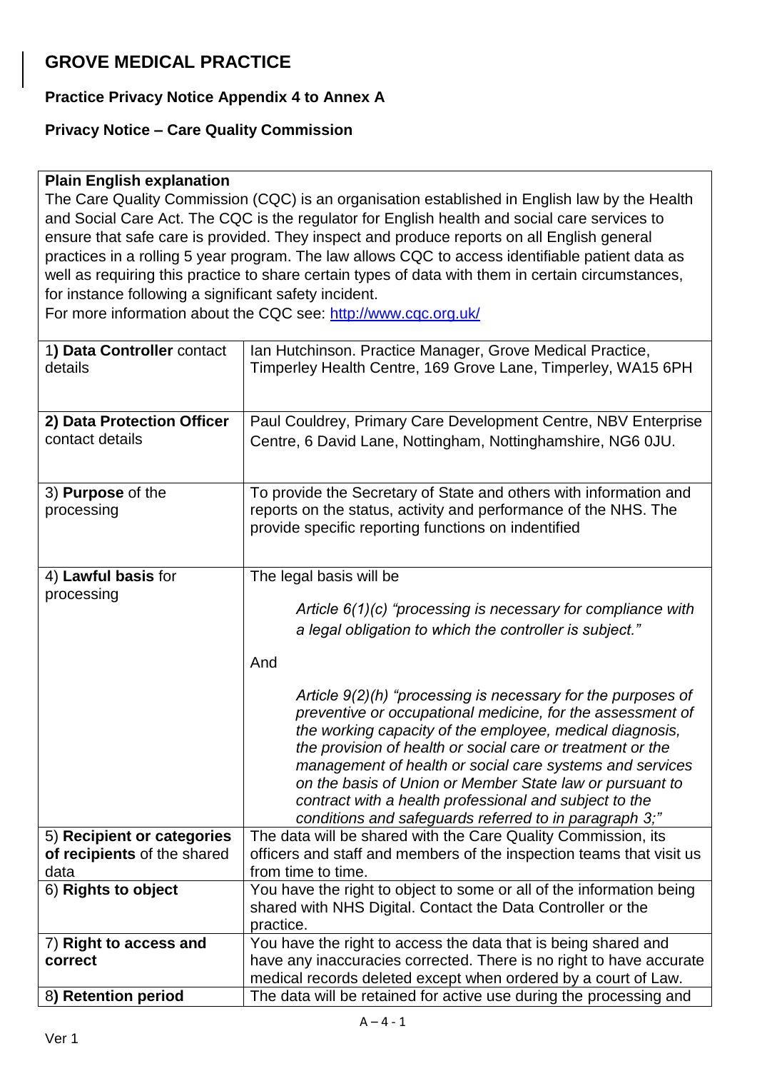# GROVE MEDICAL PRACTICE

**Practice Privacy Notice Appendix 4 to Annex A**

**Privacy Notice – Care Quality Commission**

| **Plain English explanation** |
|---|
| The Care Quality Commission (CQC) is an organisation established in English law by the Health and Social Care Act. The CQC is the regulator for English health and social care services to ensure that safe care is provided. They inspect and produce reports on all English general practices in a rolling 5 year program. The law allows CQC to access identifiable patient data as well as requiring this practice to share certain types of data with them in certain circumstances, for instance following a significant safety incident.<br>For more information about the CQC see: [http://www.cqc.org.uk/](http://www.cqc.org.uk/) |

| | |
|---|---|
| 1**) Data Controller** contact details | Ian Hutchinson. Practice Manager, Grove Medical Practice, Timperley Health Centre, 169 Grove Lane, Timperley, WA15 6PH |
| **2) Data Protection Officer** contact details | Paul Couldrey, Primary Care Development Centre, NBV Enterprise Centre, 6 David Lane, Nottingham, Nottinghamshire, NG6 0JU. |
| 3) **Purpose** of the processing | To provide the Secretary of State and others with information and reports on the status, activity and performance of the NHS. The provide specific reporting functions on indentified |
| 4) **Lawful basis** for processing | The legal basis will be<br><br>*Article 6(1)(c) "processing is necessary for compliance with a legal obligation to which the controller is subject."*<br><br>And<br><br>*Article 9(2)(h) "processing is necessary for the purposes of preventive or occupational medicine, for the assessment of the working capacity of the employee, medical diagnosis, the provision of health or social care or treatment or the management of health or social care systems and services on the basis of Union or Member State law or pursuant to contract with a health professional and subject to the conditions and safeguards referred to in paragraph 3;"* |
| 5) **Recipient or categories of recipients** of the shared data | The data will be shared with the Care Quality Commission, its officers and staff and members of the inspection teams that visit us from time to time. |
| 6) **Rights to object** | You have the right to object to some or all of the information being shared with NHS Digital. Contact the Data Controller or the practice. |
| 7) **Right to access and correct** | You have the right to access the data that is being shared and have any inaccuracies corrected. There is no right to have accurate medical records deleted except when ordered by a court of Law. |
| 8**) Retention period** | The data will be retained for active use during the processing and |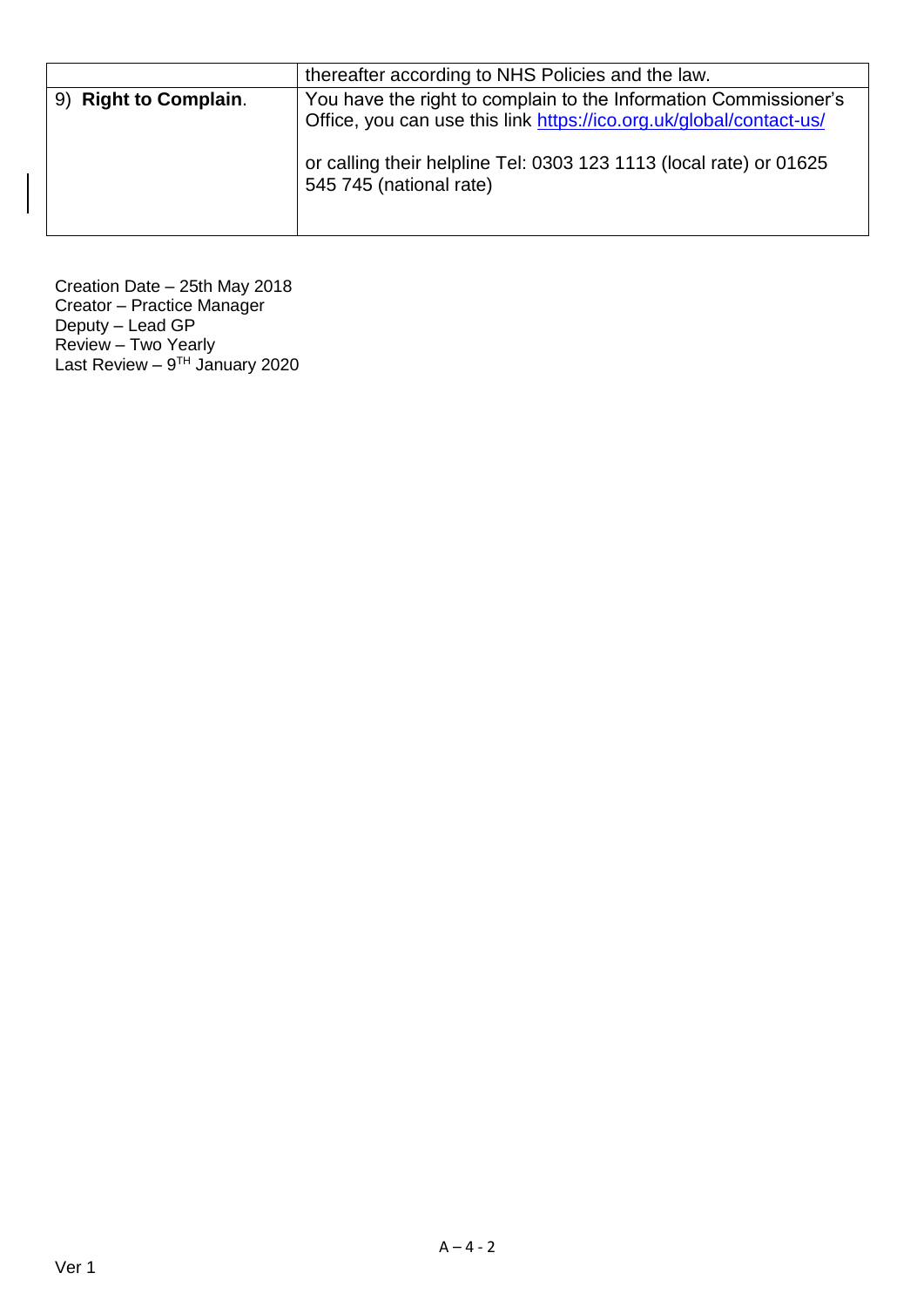| | |
|---|---|
| | thereafter according to NHS Policies and the law. |
| 9) **Right to Complain**. | You have the right to complain to the Information Commissioner's Office, you can use this link https://ico.org.uk/global/contact-us/<br><br>or calling their helpline Tel: 0303 123 1113 (local rate) or 01625 545 745 (national rate) |

Creation Date – 25th May 2018
Creator – Practice Manager
Deputy – Lead GP
Review – Two Yearly
Last Review – 9TH January 2020

Ver 1